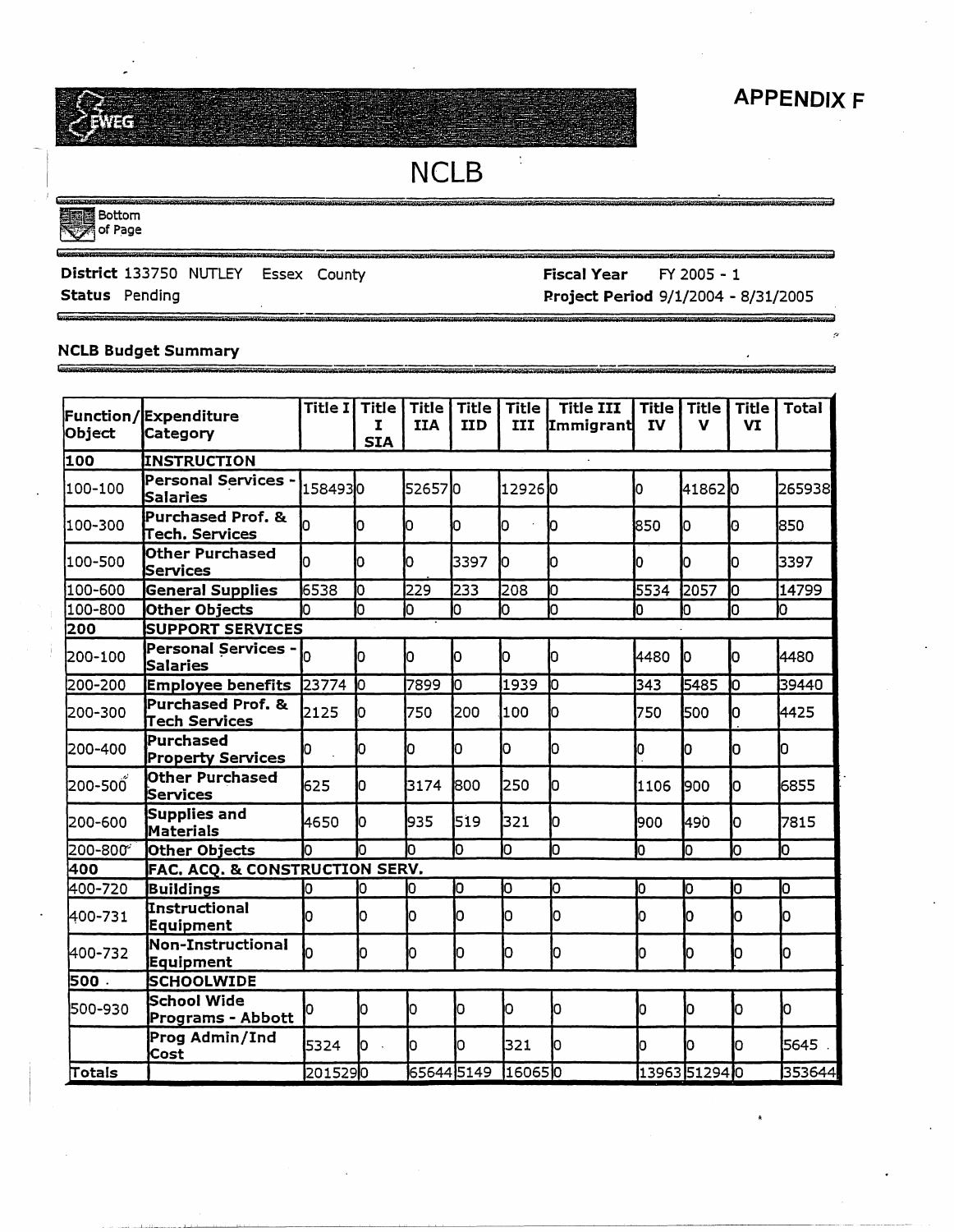# APPENDIX F

# NCLB

Bottom of Page

**District** 133750 NUTLEY Essex County

**Status** Pending

**Fiscal Year** FY 2005 - 1

**Project Period** 9/1/2004 - 8/31/2005

**NCLB Budget Summary**

| Function/Object | Expenditure Category | Title I | Title I SIA | Title IIA | Title IID | Title III | Title III Immigrant | Title IV | Title V | Title VI | Total |
|---|---|---|---|---|---|---|---|---|---|---|---|
| **100** | **INSTRUCTION** | | | | | | | | | | |
| 100-100 | **Personal Services - Salaries** | 158493 | 0 | 52657 | 0 | 12926 | 0 | 0 | 41862 | 0 | 265938 |
| 100-300 | **Purchased Prof. & Tech. Services** | 0 | 0 | 0 | 0 | 0 | 0 | 850 | 0 | 0 | 850 |
| 100-500 | **Other Purchased Services** | 0 | 0 | 0 | 3397 | 0 | 0 | 0 | 0 | 0 | 3397 |
| 100-600 | **General Supplies** | 6538 | 0 | 229 | 233 | 208 | 0 | 5534 | 2057 | 0 | 14799 |
| 100-800 | **Other Objects** | 0 | 0 | 0 | 0 | 0 | 0 | 0 | 0 | 0 | 0 |
| **200** | **SUPPORT SERVICES** | | | | | | | | | | |
| 200-100 | **Personal Services - Salaries** | 0 | 0 | 0 | 0 | 0 | 0 | 4480 | 0 | 0 | 4480 |
| 200-200 | **Employee benefits** | 23774 | 0 | 7899 | 0 | 1939 | 0 | 343 | 5485 | 0 | 39440 |
| 200-300 | **Purchased Prof. & Tech Services** | 2125 | 0 | 750 | 200 | 100 | 0 | 750 | 500 | 0 | 4425 |
| 200-400 | **Purchased Property Services** | 0 | 0 | 0 | 0 | 0 | 0 | 0 | 0 | 0 | 0 |
| 200-500 | **Other Purchased Services** | 625 | 0 | 3174 | 800 | 250 | 0 | 1106 | 900 | 0 | 6855 |
| 200-600 | **Supplies and Materials** | 4650 | 0 | 935 | 519 | 321 | 0 | 900 | 490 | 0 | 7815 |
| 200-800 | **Other Objects** | 0 | 0 | 0 | 0 | 0 | 0 | 0 | 0 | 0 | 0 |
| **400** | **FAC. ACQ. & CONSTRUCTION SERV.** | | | | | | | | | | |
| 400-720 | **Buildings** | 0 | 0 | 0 | 0 | 0 | 0 | 0 | 0 | 0 | 0 |
| 400-731 | **Instructional Equipment** | 0 | 0 | 0 | 0 | 0 | 0 | 0 | 0 | 0 | 0 |
| 400-732 | **Non-Instructional Equipment** | 0 | 0 | 0 | 0 | 0 | 0 | 0 | 0 | 0 | 0 |
| **500** | **SCHOOLWIDE** | | | | | | | | | | |
| 500-930 | **School Wide Programs - Abbott** | 0 | 0 | 0 | 0 | 0 | 0 | 0 | 0 | 0 | 0 |
| | **Prog Admin/Ind Cost** | 5324 | 0 | 0 | 0 | 321 | 0 | 0 | 0 | 0 | 5645 |
| **Totals** | | 201529 | 0 | 65644 | 5149 | 16065 | 0 | 13963 | 51294 | 0 | 353644 |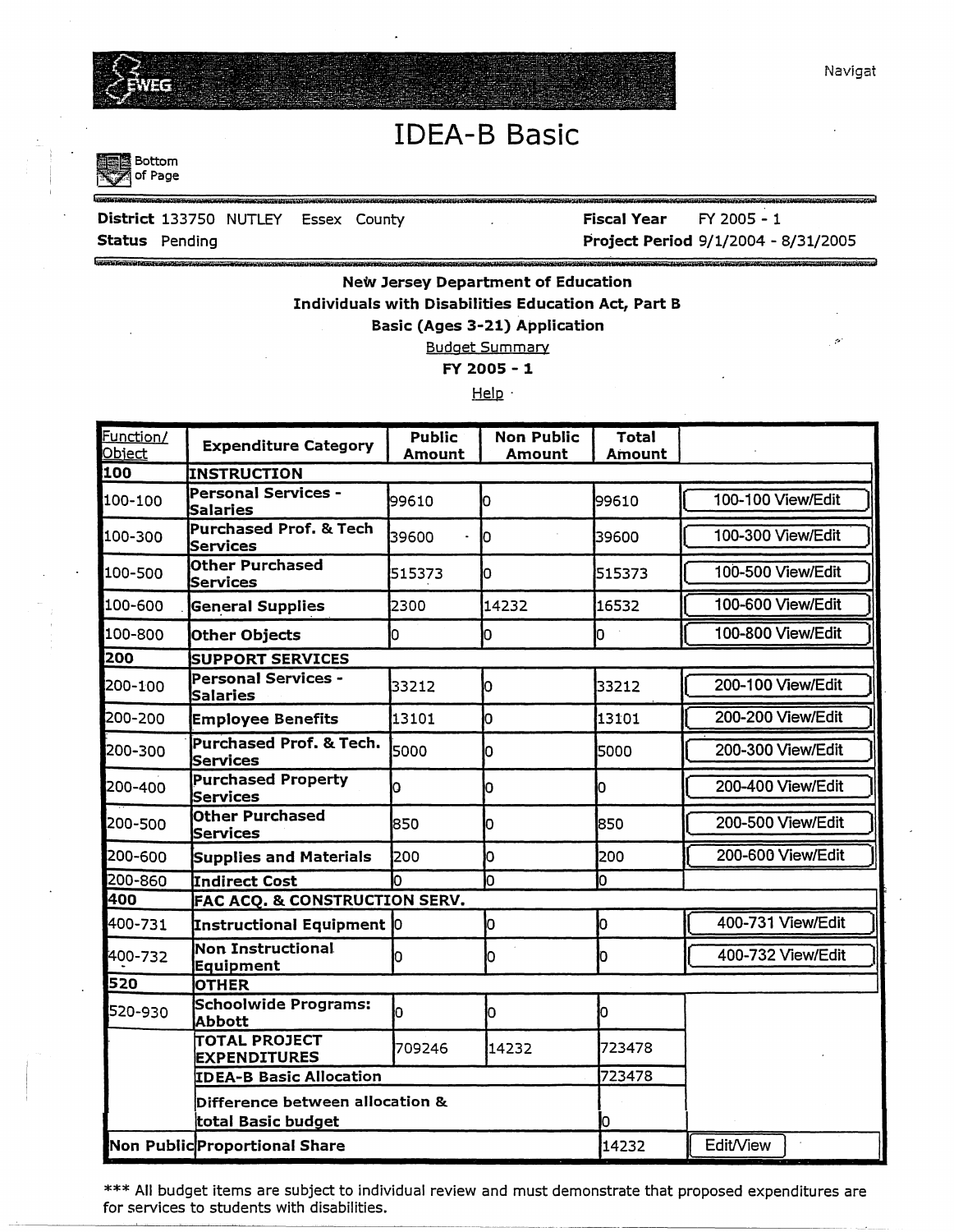Navigat

# IDEA-B Basic

Bottom of Page

**District** 133750 NUTLEY Essex County **Fiscal Year** FY 2005 - 1

**Status** Pending **Project Period** 9/1/2004 - 8/31/2005

**New Jersey Department of Education**

**Individuals with Disabilities Education Act, Part B**

**Basic (Ages 3-21) Application**

Budget Summary

**FY 2005 - 1**

Help

| Function/ Object | Expenditure Category | Public Amount | Non Public Amount | Total Amount | |
|---|---|---|---|---|---|
| **100** | **INSTRUCTION** | | | | |
| 100-100 | **Personal Services - Salaries** | 99610 | 0 | 99610 | 100-100 View/Edit |
| 100-300 | **Purchased Prof. & Tech Services** | 39600 | 0 | 39600 | 100-300 View/Edit |
| 100-500 | **Other Purchased Services** | 515373 | 0 | 515373 | 100-500 View/Edit |
| 100-600 | **General Supplies** | 2300 | 14232 | 16532 | 100-600 View/Edit |
| 100-800 | **Other Objects** | 0 | 0 | 0 | 100-800 View/Edit |
| **200** | **SUPPORT SERVICES** | | | | |
| 200-100 | **Personal Services - Salaries** | 33212 | 0 | 33212 | 200-100 View/Edit |
| 200-200 | **Employee Benefits** | 13101 | 0 | 13101 | 200-200 View/Edit |
| 200-300 | **Purchased Prof. & Tech. Services** | 5000 | 0 | 5000 | 200-300 View/Edit |
| 200-400 | **Purchased Property Services** | 0 | 0 | 0 | 200-400 View/Edit |
| 200-500 | **Other Purchased Services** | 850 | 0 | 850 | 200-500 View/Edit |
| 200-600 | **Supplies and Materials** | 200 | 0 | 200 | 200-600 View/Edit |
| 200-860 | **Indirect Cost** | 0 | 0 | 0 | |
| **400** | **FAC ACQ. & CONSTRUCTION SERV.** | | | | |
| 400-731 | **Instructional Equipment** | 0 | 0 | 0 | 400-731 View/Edit |
| 400-732 | **Non Instructional Equipment** | 0 | 0 | 0 | 400-732 View/Edit |
| **520** | **OTHER** | | | | |
| 520-930 | **Schoolwide Programs: Abbott** | 0 | 0 | 0 | |
| | **TOTAL PROJECT EXPENDITURES** | 709246 | 14232 | 723478 | |
| | **IDEA-B Basic Allocation** | | | 723478 | |
| | **Difference between allocation & total Basic budget** | | | 0 | |
| **Non Public** | **Proportional Share** | | | 14232 | Edit/View |

*** All budget items are subject to individual review and must demonstrate that proposed expenditures are for services to students with disabilities.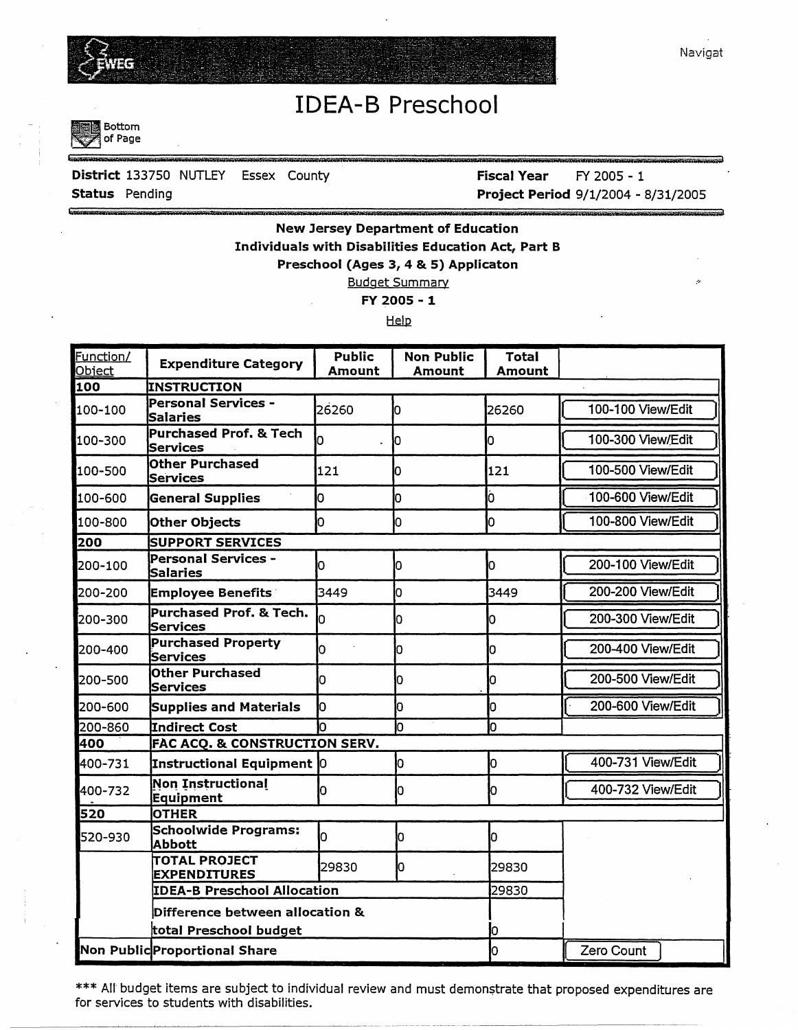# IDEA-B Preschool

Bottom of Page

**District** 133750 NUTLEY Essex County **Fiscal Year** FY 2005 - 1

**Status** Pending **Project Period** 9/1/2004 - 8/31/2005

**New Jersey Department of Education**

**Individuals with Disabilities Education Act, Part B**

**Preschool (Ages 3, 4 & 5) Applicaton**

Budget Summary

**FY 2005 - 1**

Help

| Function/ Object | Expenditure Category | Public Amount | Non Public Amount | Total Amount | |
|---|---|---|---|---|---|
| **100** | **INSTRUCTION** | | | | |
| 100-100 | **Personal Services - Salaries** | 26260 | 0 | 26260 | 100-100 View/Edit |
| 100-300 | **Purchased Prof. & Tech Services** | 0 | 0 | 0 | 100-300 View/Edit |
| 100-500 | **Other Purchased Services** | 121 | 0 | 121 | 100-500 View/Edit |
| 100-600 | **General Supplies** | 0 | 0 | 0 | 100-600 View/Edit |
| 100-800 | **Other Objects** | 0 | 0 | 0 | 100-800 View/Edit |
| **200** | **SUPPORT SERVICES** | | | | |
| 200-100 | **Personal Services - Salaries** | 0 | 0 | 0 | 200-100 View/Edit |
| 200-200 | **Employee Benefits** | 3449 | 0 | 3449 | 200-200 View/Edit |
| 200-300 | **Purchased Prof. & Tech. Services** | 0 | 0 | 0 | 200-300 View/Edit |
| 200-400 | **Purchased Property Services** | 0 | 0 | 0 | 200-400 View/Edit |
| 200-500 | **Other Purchased Services** | 0 | 0 | 0 | 200-500 View/Edit |
| 200-600 | **Supplies and Materials** | 0 | 0 | 0 | 200-600 View/Edit |
| 200-860 | **Indirect Cost** | 0 | 0 | 0 | |
| **400** | **FAC ACQ. & CONSTRUCTION SERV.** | | | | |
| 400-731 | **Instructional Equipment** | 0 | 0 | 0 | 400-731 View/Edit |
| 400-732 | **Non Instructional Equipment** | 0 | 0 | 0 | 400-732 View/Edit |
| **520** | **OTHER** | | | | |
| 520-930 | **Schoolwide Programs: Abbott** | 0 | 0 | 0 | |
| | **TOTAL PROJECT EXPENDITURES** | 29830 | 0 | 29830 | |
| | **IDEA-B Preschool Allocation** | | | 29830 | |
| | **Difference between allocation & total Preschool budget** | | | 0 | |
| **Non Public** | **Proportional Share** | | | 0 | Zero Count |

*** All budget items are subject to individual review and must demonstrate that proposed expenditures are for services to students with disabilities.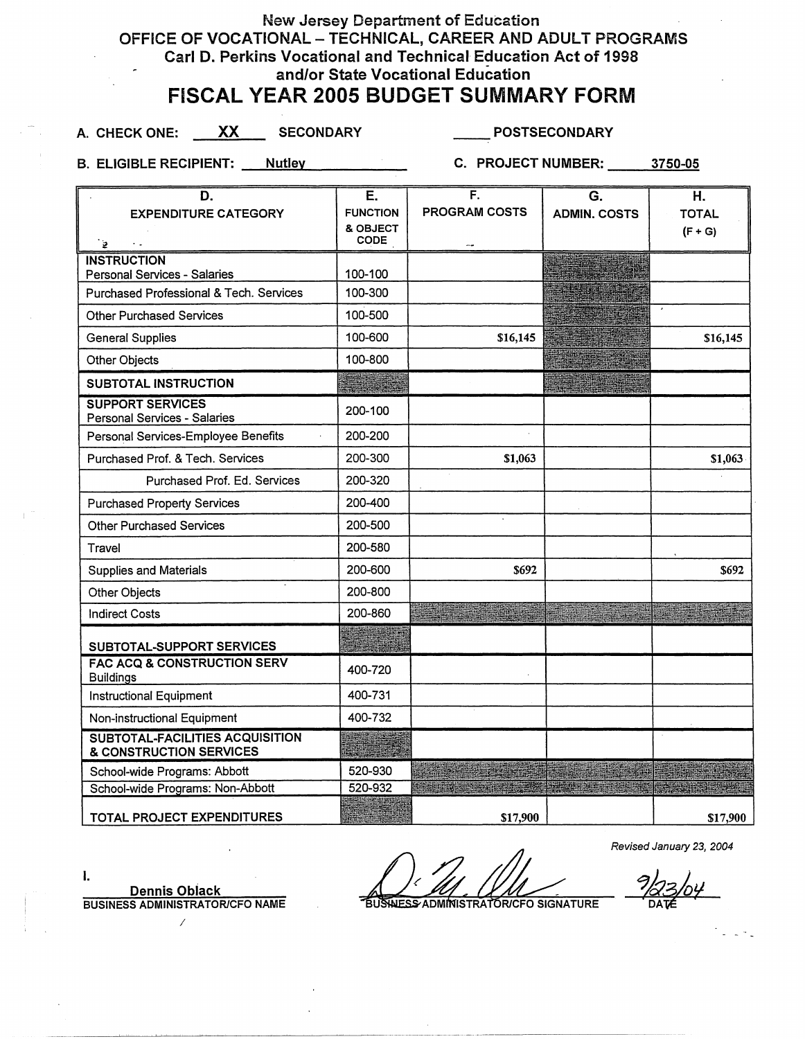New Jersey Department of Education

OFFICE OF VOCATIONAL – TECHNICAL, CAREER AND ADULT PROGRAMS

Carl D. Perkins Vocational and Technical Education Act of 1998

and/or State Vocational Education

# FISCAL YEAR 2005 BUDGET SUMMARY FORM

A. CHECK ONE: __XX__ SECONDARY _____ POSTSECONDARY

B. ELIGIBLE RECIPIENT: __Nutley__ C. PROJECT NUMBER: __3750-05__

| D. EXPENDITURE CATEGORY | E. FUNCTION & OBJECT CODE | F. PROGRAM COSTS | G. ADMIN. COSTS | H. TOTAL (F + G) |
|---|---|---|---|---|
| **INSTRUCTION** Personal Services - Salaries | 100-100 | | | |
| Purchased Professional & Tech. Services | 100-300 | | | |
| Other Purchased Services | 100-500 | | | |
| General Supplies | 100-600 | $16,145 | | $16,145 |
| Other Objects | 100-800 | | | |
| **SUBTOTAL INSTRUCTION** | | | | |
| **SUPPORT SERVICES** Personal Services - Salaries | 200-100 | | | |
| Personal Services-Employee Benefits | 200-200 | | | |
| Purchased Prof. & Tech. Services | 200-300 | $1,063 | | $1,063 |
| Purchased Prof. Ed. Services | 200-320 | | | |
| Purchased Property Services | 200-400 | | | |
| Other Purchased Services | 200-500 | | | |
| Travel | 200-580 | | | |
| Supplies and Materials | 200-600 | $692 | | $692 |
| Other Objects | 200-800 | | | |
| Indirect Costs | 200-860 | | | |
| **SUBTOTAL-SUPPORT SERVICES** | | | | |
| **FAC ACQ & CONSTRUCTION SERV** Buildings | 400-720 | | | |
| Instructional Equipment | 400-731 | | | |
| Non-instructional Equipment | 400-732 | | | |
| **SUBTOTAL-FACILITIES ACQUISITION & CONSTRUCTION SERVICES** | | | | |
| School-wide Programs: Abbott | 520-930 | | | |
| School-wide Programs: Non-Abbott | 520-932 | | | |
| **TOTAL PROJECT EXPENDITURES** | | $17,900 | | $17,900 |

*Revised January 23, 2004*

I. Dennis Oblack
BUSINESS ADMINISTRATOR/CFO NAME

BUSINESS ADMINISTRATOR/CFO SIGNATURE

9/23/04
DATE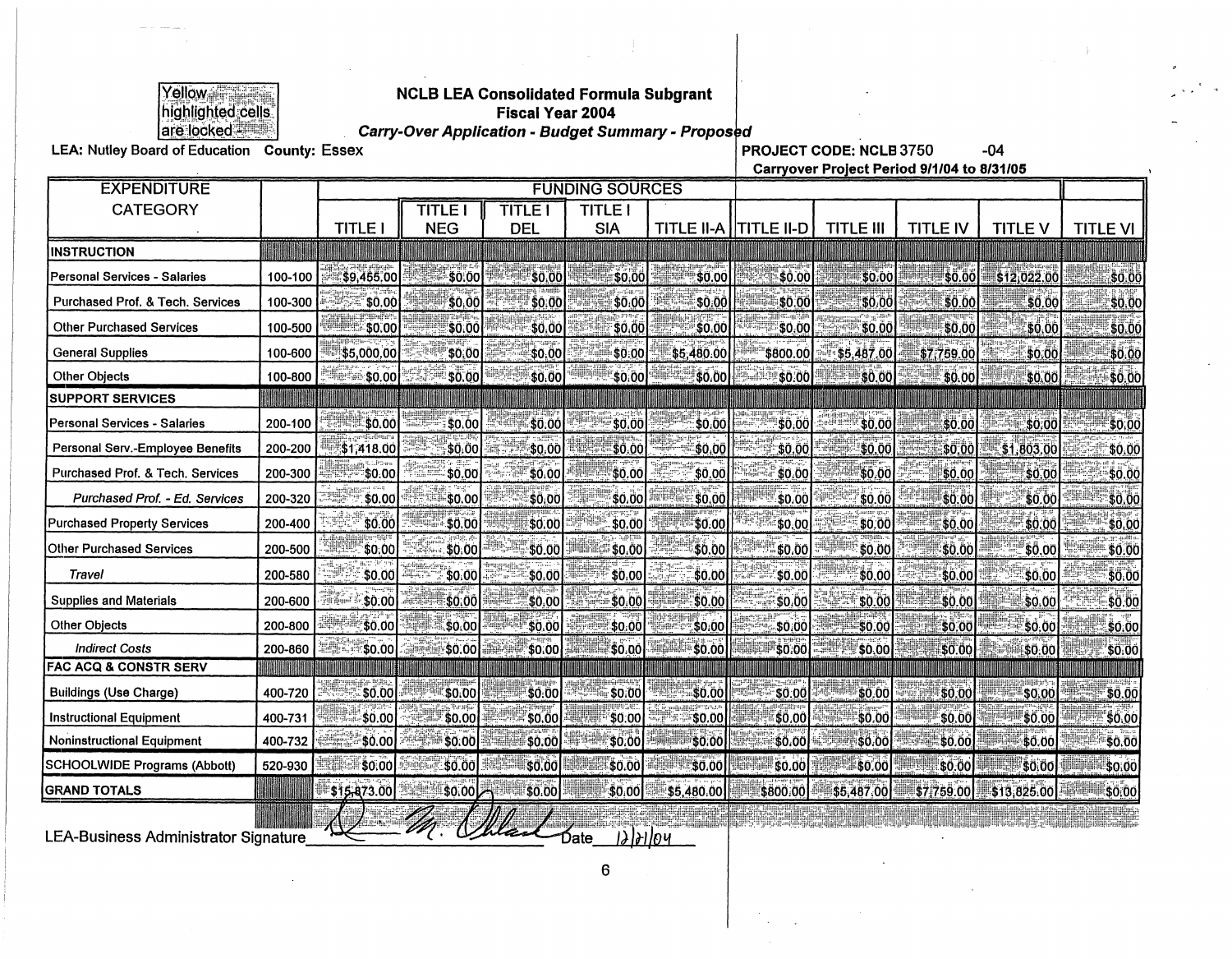Yellow highlighted cells are locked

## NCLB LEA Consolidated Formula Subgrant
## Fiscal Year 2004
### *Carry-Over Application - Budget Summary - Proposed*

LEA: Nutley Board of Education County: Essex

PROJECT CODE: NCLB 3750 -04
Carryover Project Period 9/1/04 to 8/31/05

| EXPENDITURE CATEGORY | | FUNDING SOURCES | | | | | | | | | |
|---|---|---|---|---|---|---|---|---|---|---|---|
| | | TITLE I | TITLE I NEG | TITLE I DEL | TITLE I SIA | TITLE II-A | TITLE II-D | TITLE III | TITLE IV | TITLE V | TITLE VI |
| **INSTRUCTION** | | | | | | | | | | | |
| Personal Services - Salaries | 100-100 | $9,455.00 | $0.00 | $0.00 | $0.00 | $0.00 | $0.00 | $0.00 | $0.00 | $12,022.00 | $0.00 |
| Purchased Prof. & Tech. Services | 100-300 | $0.00 | $0.00 | $0.00 | $0.00 | $0.00 | $0.00 | $0.00 | $0.00 | $0.00 | $0.00 |
| Other Purchased Services | 100-500 | $0.00 | $0.00 | $0.00 | $0.00 | $0.00 | $0.00 | $0.00 | $0.00 | $0.00 | $0.00 |
| General Supplies | 100-600 | $5,000.00 | $0.00 | $0.00 | $0.00 | $5,480.00 | $800.00 | $5,487.00 | $7,759.00 | $0.00 | $0.00 |
| Other Objects | 100-800 | $0.00 | $0.00 | $0.00 | $0.00 | $0.00 | $0.00 | $0.00 | $0.00 | $0.00 | $0.00 |
| **SUPPORT SERVICES** | | | | | | | | | | | |
| Personal Services - Salaries | 200-100 | $0.00 | $0.00 | $0.00 | $0.00 | $0.00 | $0.00 | $0.00 | $0.00 | $0.00 | $0.00 |
| Personal Serv.-Employee Benefits | 200-200 | $1,418.00 | $0.00 | $0.00 | $0.00 | $0.00 | $0.00 | $0.00 | $0.00 | $1,803.00 | $0.00 |
| Purchased Prof. & Tech. Services | 200-300 | $0.00 | $0.00 | $0.00 | $0.00 | $0.00 | $0.00 | $0.00 | $0.00 | $0.00 | $0.00 |
| *Purchased Prof. - Ed. Services* | 200-320 | $0.00 | $0.00 | $0.00 | $0.00 | $0.00 | $0.00 | $0.00 | $0.00 | $0.00 | $0.00 |
| Purchased Property Services | 200-400 | $0.00 | $0.00 | $0.00 | $0.00 | $0.00 | $0.00 | $0.00 | $0.00 | $0.00 | $0.00 |
| Other Purchased Services | 200-500 | $0.00 | $0.00 | $0.00 | $0.00 | $0.00 | $0.00 | $0.00 | $0.00 | $0.00 | $0.00 |
| *Travel* | 200-580 | $0.00 | $0.00 | $0.00 | $0.00 | $0.00 | $0.00 | $0.00 | $0.00 | $0.00 | $0.00 |
| Supplies and Materials | 200-600 | $0.00 | $0.00 | $0.00 | $0.00 | $0.00 | $0.00 | $0.00 | $0.00 | $0.00 | $0.00 |
| Other Objects | 200-800 | $0.00 | $0.00 | $0.00 | $0.00 | $0.00 | $0.00 | $0.00 | $0.00 | $0.00 | $0.00 |
| *Indirect Costs* | 200-860 | $0.00 | $0.00 | $0.00 | $0.00 | $0.00 | $0.00 | $0.00 | $0.00 | $0.00 | $0.00 |
| **FAC ACQ & CONSTR SERV** | | | | | | | | | | | |
| Buildings (Use Charge) | 400-720 | $0.00 | $0.00 | $0.00 | $0.00 | $0.00 | $0.00 | $0.00 | $0.00 | $0.00 | $0.00 |
| Instructional Equipment | 400-731 | $0.00 | $0.00 | $0.00 | $0.00 | $0.00 | $0.00 | $0.00 | $0.00 | $0.00 | $0.00 |
| Noninstructional Equipment | 400-732 | $0.00 | $0.00 | $0.00 | $0.00 | $0.00 | $0.00 | $0.00 | $0.00 | $0.00 | $0.00 |
| SCHOOLWIDE Programs (Abbott) | 520-930 | $0.00 | $0.00 | $0.00 | $0.00 | $0.00 | $0.00 | $0.00 | $0.00 | $0.00 | $0.00 |
| **GRAND TOTALS** | | $15,873.00 | $0.00 | $0.00 | $0.00 | $5,480.00 | $800.00 | $5,487.00 | $7,759.00 | $13,825.00 | $0.00 |

LEA-Business Administrator Signature ____________ Date 12/21/04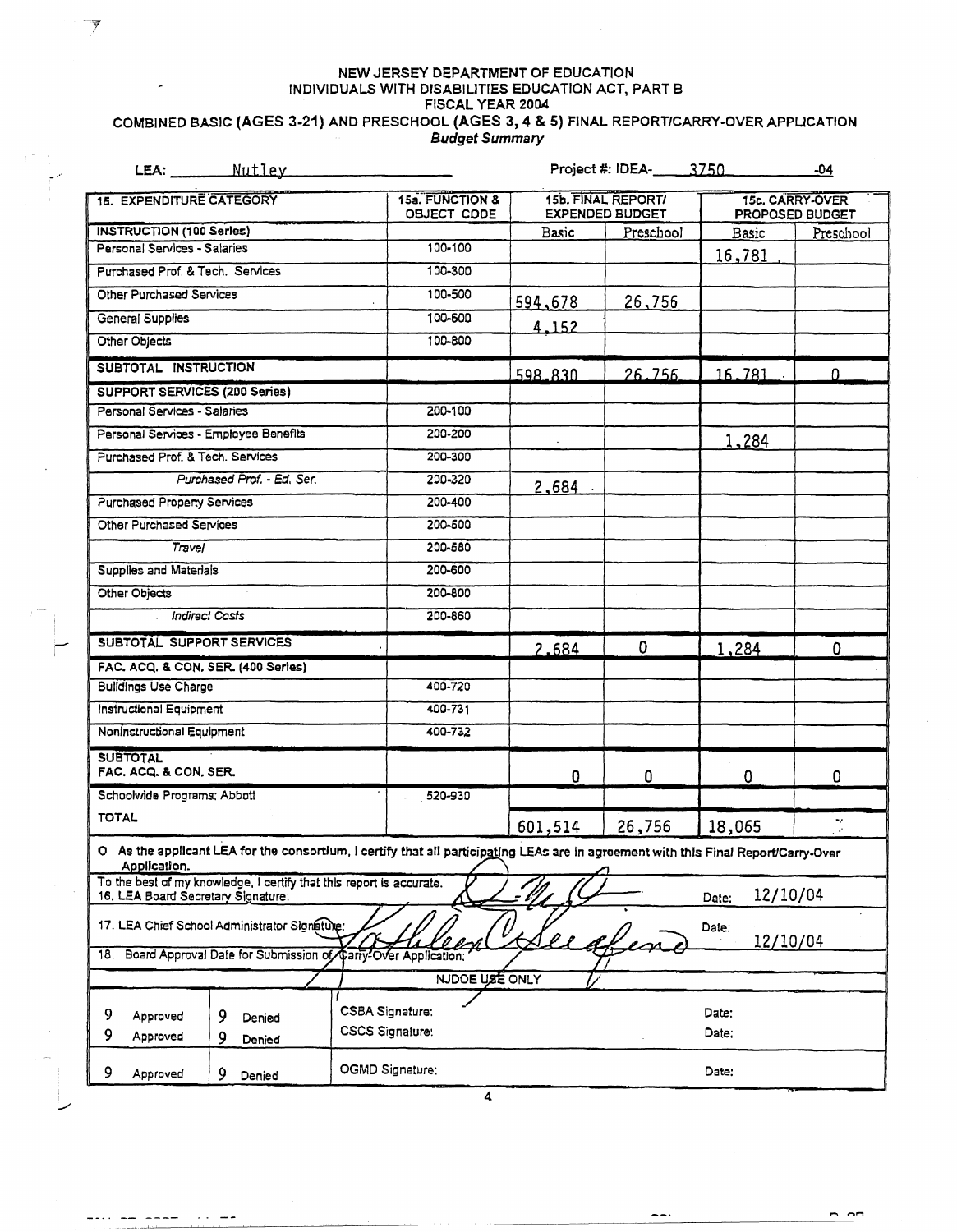# NEW JERSEY DEPARTMENT OF EDUCATION
## INDIVIDUALS WITH DISABILITIES EDUCATION ACT, PART B
## FISCAL YEAR 2004
## COMBINED BASIC (AGES 3-21) AND PRESCHOOL (AGES 3, 4 & 5) FINAL REPORT/CARRY-OVER APPLICATION

*Budget Summary*

LEA: Nutley

Project #: IDEA- 3750 -04

| 15. EXPENDITURE CATEGORY | 15a. FUNCTION & OBJECT CODE | 15b. FINAL REPORT/ EXPENDED BUDGET | | 15c. CARRY-OVER PROPOSED BUDGET | |
|---|---|---|---|---|---|
| **INSTRUCTION (100 Series)** | | Basic | Preschool | Basic | Preschool |
| Personal Services - Salaries | 100-100 | | | 16,781 | |
| Purchased Prof. & Tech. Services | 100-300 | | | | |
| Other Purchased Services | 100-500 | 594,678 | 26,756 | | |
| General Supplies | 100-600 | 4,152 | | | |
| Other Objects | 100-800 | | | | |
| **SUBTOTAL INSTRUCTION** | | 598,830 | 26,756 | 16,781 | 0 |
| **SUPPORT SERVICES (200 Series)** | | | | | |
| Personal Services - Salaries | 200-100 | | | | |
| Personal Services - Employee Benefits | 200-200 | | | 1,284 | |
| Purchased Prof. & Tech. Services | 200-300 | | | | |
| *Purchased Prof. - Ed. Ser.* | 200-320 | 2,684 | | | |
| Purchased Property Services | 200-400 | | | | |
| Other Purchased Services | 200-500 | | | | |
| *Travel* | 200-580 | | | | |
| Supplies and Materials | 200-600 | | | | |
| Other Objects | 200-800 | | | | |
| *Indirect Costs* | 200-860 | | | | |
| **SUBTOTAL SUPPORT SERVICES** | | 2,684 | 0 | 1,284 | 0 |
| **FAC. ACQ. & CON. SER. (400 Series)** | | | | | |
| Buildings Use Charge | 400-720 | | | | |
| Instructional Equipment | 400-731 | | | | |
| Noninstructional Equipment | 400-732 | | | | |
| **SUBTOTAL FAC. ACQ. & CON. SER.** | | 0 | 0 | 0 | 0 |
| Schoolwide Programs: Abbott | 520-930 | | | | |
| **TOTAL** | | 601,514 | 26,756 | 18,065 | |

O As the applicant LEA for the consortium, I certify that all participating LEAs are in agreement with this Final Report/Carry-Over Application.

To the best of my knowledge, I certify that this report is accurate.
16. LEA Board Secretary Signature: [signature] Date: 12/10/04

17. LEA Chief School Administrator Signature: [signature] Date: 12/10/04

18. Board Approval Date for Submission of Carry-Over Application:

NJDOE USE ONLY

| | | | |
|---|---|---|---|
| 9 Approved | 9 Denied | CSBA Signature: | Date: |
| 9 Approved | 9 Denied | CSCS Signature: | Date: |
| 9 Approved | 9 Denied | OGMD Signature: | Date: |